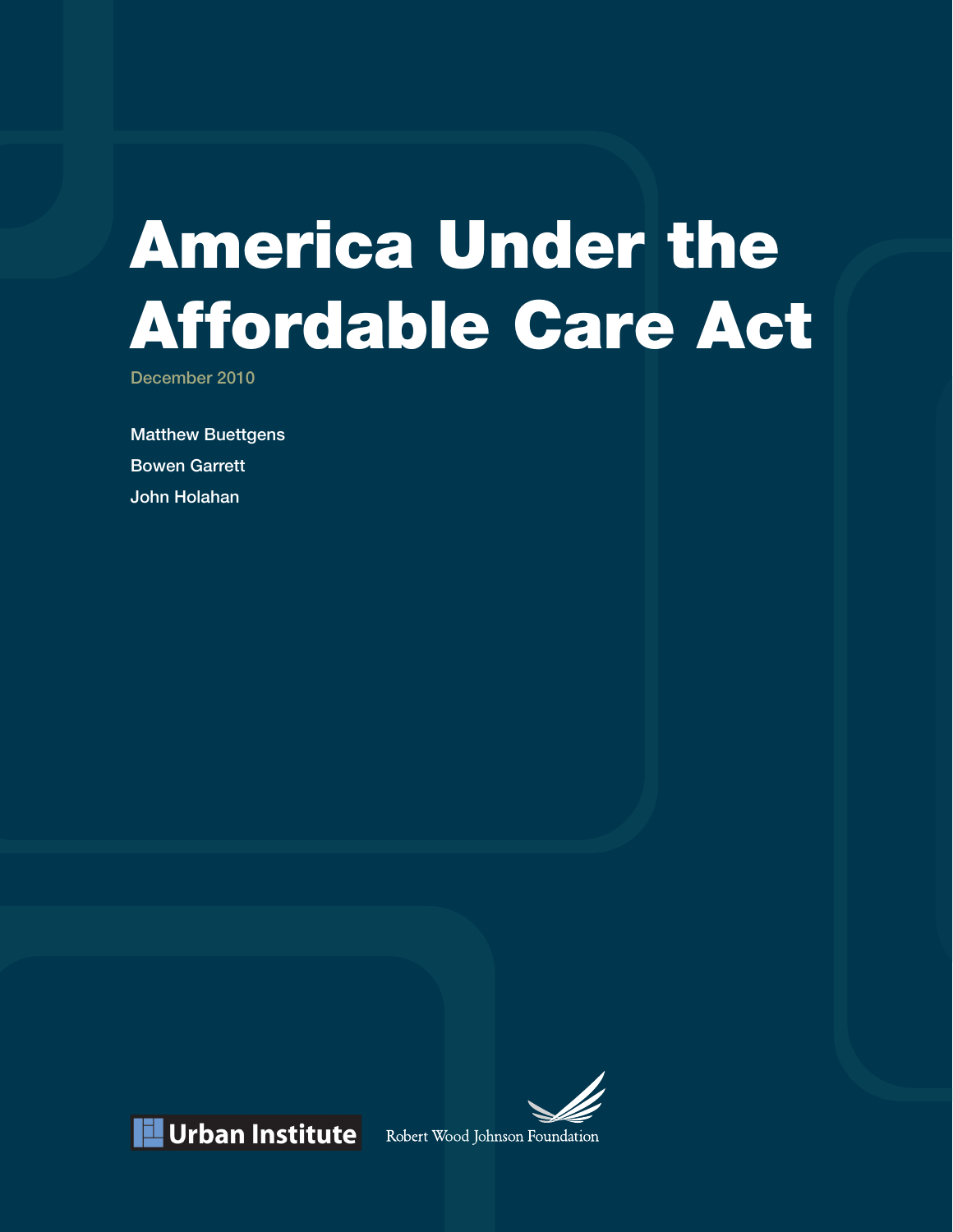# America Under the Affordable Care Act

December 2010

Matthew Buettgens

Bowen Garrett

John Holahan

Urban Institute

Robert Wood Johnson Foundation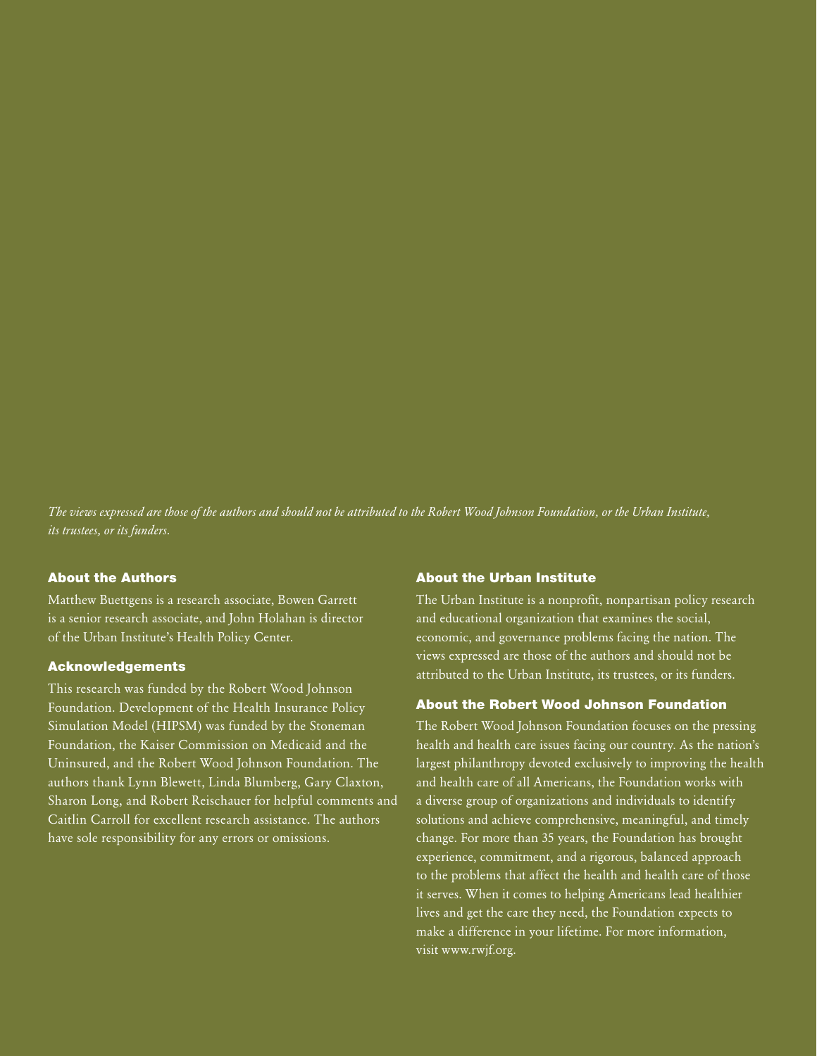*The views expressed are those of the authors and should not be attributed to the Robert Wood Johnson Foundation, or the Urban Institute, its trustees, or its funders.*

## About the Authors

Matthew Buettgens is a research associate, Bowen Garrett is a senior research associate, and John Holahan is director of the Urban Institute's Health Policy Center.

## Acknowledgements

This research was funded by the Robert Wood Johnson Foundation. Development of the Health Insurance Policy Simulation Model (HIPSM) was funded by the Stoneman Foundation, the Kaiser Commission on Medicaid and the Uninsured, and the Robert Wood Johnson Foundation. The authors thank Lynn Blewett, Linda Blumberg, Gary Claxton, Sharon Long, and Robert Reischauer for helpful comments and Caitlin Carroll for excellent research assistance. The authors have sole responsibility for any errors or omissions.

## About the Urban Institute

The Urban Institute is a nonprofit, nonpartisan policy research and educational organization that examines the social, economic, and governance problems facing the nation. The views expressed are those of the authors and should not be attributed to the Urban Institute, its trustees, or its funders.

## About the Robert Wood Johnson Foundation

The Robert Wood Johnson Foundation focuses on the pressing health and health care issues facing our country. As the nation's largest philanthropy devoted exclusively to improving the health and health care of all Americans, the Foundation works with a diverse group of organizations and individuals to identify solutions and achieve comprehensive, meaningful, and timely change. For more than 35 years, the Foundation has brought experience, commitment, and a rigorous, balanced approach to the problems that affect the health and health care of those it serves. When it comes to helping Americans lead healthier lives and get the care they need, the Foundation expects to make a difference in your lifetime. For more information, visit www.rwjf.org.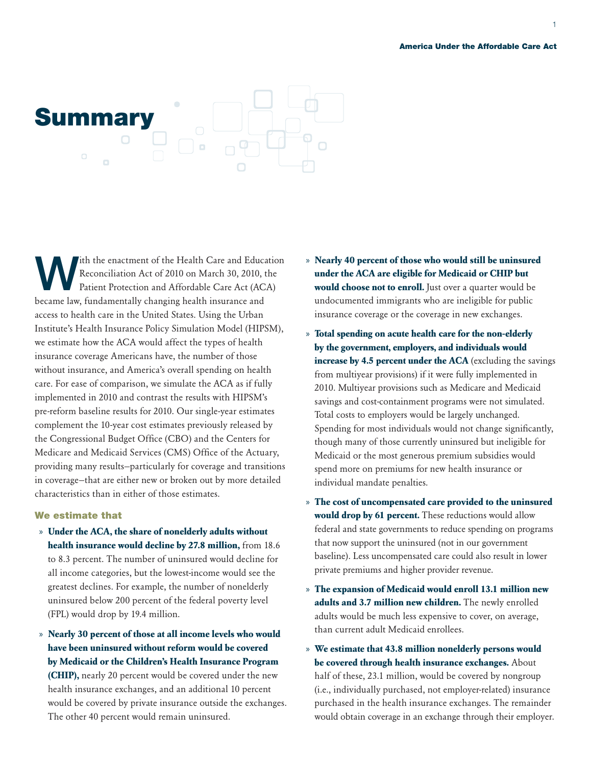# Summary

With the enactment of the Health Care and Education Reconciliation Act of 2010 on March 30, 2010, the Patient Protection and Affordable Care Act (ACA) became law, fundamentally changing health insurance and access to health care in the United States. Using the Urban Institute's Health Insurance Policy Simulation Model (HIPSM), we estimate how the ACA would affect the types of health insurance coverage Americans have, the number of those without insurance, and America's overall spending on health care. For ease of comparison, we simulate the ACA as if fully implemented in 2010 and contrast the results with HIPSM's pre-reform baseline results for 2010. Our single-year estimates complement the 10-year cost estimates previously released by the Congressional Budget Office (CBO) and the Centers for Medicare and Medicaid Services (CMS) Office of the Actuary, providing many results—particularly for coverage and transitions in coverage—that are either new or broken out by more detailed characteristics than in either of those estimates.

### We estimate that

- **Under the ACA, the share of nonelderly adults without health insurance would decline by 27.8 million,** from 18.6 to 8.3 percent. The number of uninsured would decline for all income categories, but the lowest-income would see the greatest declines. For example, the number of nonelderly uninsured below 200 percent of the federal poverty level (FPL) would drop by 19.4 million.
- **Nearly 30 percent of those at all income levels who would have been uninsured without reform would be covered by Medicaid or the Children's Health Insurance Program (CHIP),** nearly 20 percent would be covered under the new health insurance exchanges, and an additional 10 percent would be covered by private insurance outside the exchanges. The other 40 percent would remain uninsured.
- **Nearly 40 percent of those who would still be uninsured under the ACA are eligible for Medicaid or CHIP but would choose not to enroll.** Just over a quarter would be undocumented immigrants who are ineligible for public insurance coverage or the coverage in new exchanges.
- **Total spending on acute health care for the non-elderly by the government, employers, and individuals would increase by 4.5 percent under the ACA** (excluding the savings from multiyear provisions) if it were fully implemented in 2010. Multiyear provisions such as Medicare and Medicaid savings and cost-containment programs were not simulated. Total costs to employers would be largely unchanged. Spending for most individuals would not change significantly, though many of those currently uninsured but ineligible for Medicaid or the most generous premium subsidies would spend more on premiums for new health insurance or individual mandate penalties.
- **The cost of uncompensated care provided to the uninsured would drop by 61 percent.** These reductions would allow federal and state governments to reduce spending on programs that now support the uninsured (not in our government baseline). Less uncompensated care could also result in lower private premiums and higher provider revenue.
- **The expansion of Medicaid would enroll 13.1 million new adults and 3.7 million new children.** The newly enrolled adults would be much less expensive to cover, on average, than current adult Medicaid enrollees.
- **We estimate that 43.8 million nonelderly persons would be covered through health insurance exchanges.** About half of these, 23.1 million, would be covered by nongroup (i.e., individually purchased, not employer-related) insurance purchased in the health insurance exchanges. The remainder would obtain coverage in an exchange through their employer.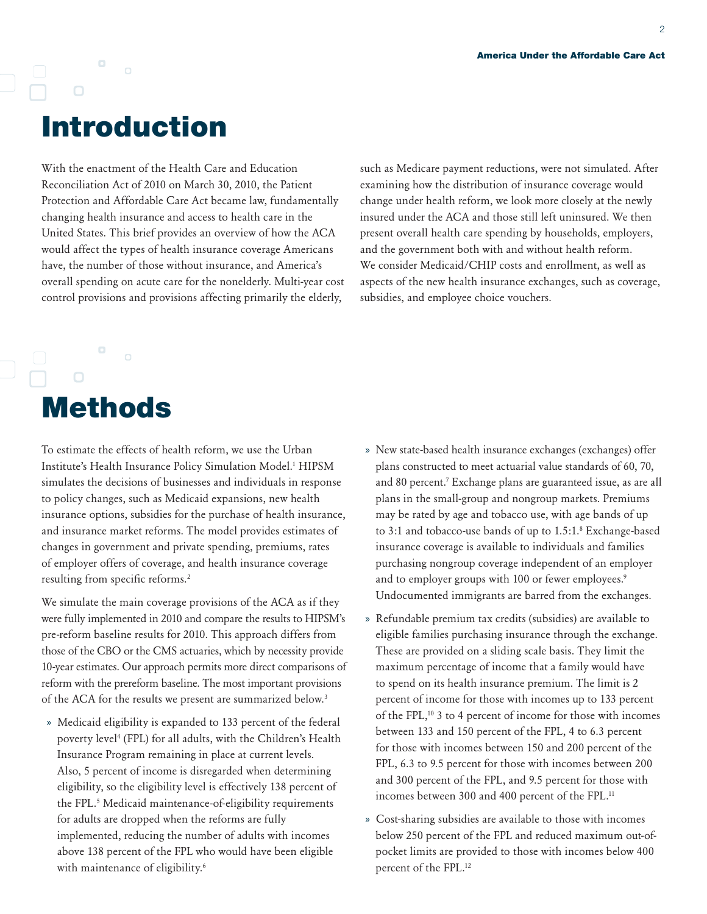# Introduction

With the enactment of the Health Care and Education Reconciliation Act of 2010 on March 30, 2010, the Patient Protection and Affordable Care Act became law, fundamentally changing health insurance and access to health care in the United States. This brief provides an overview of how the ACA would affect the types of health insurance coverage Americans have, the number of those without insurance, and America's overall spending on acute care for the nonelderly. Multi-year cost control provisions and provisions affecting primarily the elderly, such as Medicare payment reductions, were not simulated. After examining how the distribution of insurance coverage would change under health reform, we look more closely at the newly insured under the ACA and those still left uninsured. We then present overall health care spending by households, employers, and the government both with and without health reform. We consider Medicaid/CHIP costs and enrollment, as well as aspects of the new health insurance exchanges, such as coverage, subsidies, and employee choice vouchers.

# Methods

To estimate the effects of health reform, we use the Urban Institute's Health Insurance Policy Simulation Model.[1] HIPSM simulates the decisions of businesses and individuals in response to policy changes, such as Medicaid expansions, new health insurance options, subsidies for the purchase of health insurance, and insurance market reforms. The model provides estimates of changes in government and private spending, premiums, rates of employer offers of coverage, and health insurance coverage resulting from specific reforms.[2]

We simulate the main coverage provisions of the ACA as if they were fully implemented in 2010 and compare the results to HIPSM's pre-reform baseline results for 2010. This approach differs from those of the CBO or the CMS actuaries, which by necessity provide 10-year estimates. Our approach permits more direct comparisons of reform with the prereform baseline. The most important provisions of the ACA for the results we present are summarized below.[3]

- Medicaid eligibility is expanded to 133 percent of the federal poverty level[4] (FPL) for all adults, with the Children's Health Insurance Program remaining in place at current levels. Also, 5 percent of income is disregarded when determining eligibility, so the eligibility level is effectively 138 percent of the FPL.[5] Medicaid maintenance-of-eligibility requirements for adults are dropped when the reforms are fully implemented, reducing the number of adults with incomes above 138 percent of the FPL who would have been eligible with maintenance of eligibility.[6]
- New state-based health insurance exchanges (exchanges) offer plans constructed to meet actuarial value standards of 60, 70, and 80 percent.[7] Exchange plans are guaranteed issue, as are all plans in the small-group and nongroup markets. Premiums may be rated by age and tobacco use, with age bands of up to 3:1 and tobacco-use bands of up to 1.5:1.[8] Exchange-based insurance coverage is available to individuals and families purchasing nongroup coverage independent of an employer and to employer groups with 100 or fewer employees.[9] Undocumented immigrants are barred from the exchanges.
- Refundable premium tax credits (subsidies) are available to eligible families purchasing insurance through the exchange. These are provided on a sliding scale basis. They limit the maximum percentage of income that a family would have to spend on its health insurance premium. The limit is 2 percent of income for those with incomes up to 133 percent of the FPL,[10] 3 to 4 percent of income for those with incomes between 133 and 150 percent of the FPL, 4 to 6.3 percent for those with incomes between 150 and 200 percent of the FPL, 6.3 to 9.5 percent for those with incomes between 200 and 300 percent of the FPL, and 9.5 percent for those with incomes between 300 and 400 percent of the FPL.[11]
- Cost-sharing subsidies are available to those with incomes below 250 percent of the FPL and reduced maximum out-of-pocket limits are provided to those with incomes below 400 percent of the FPL.[12]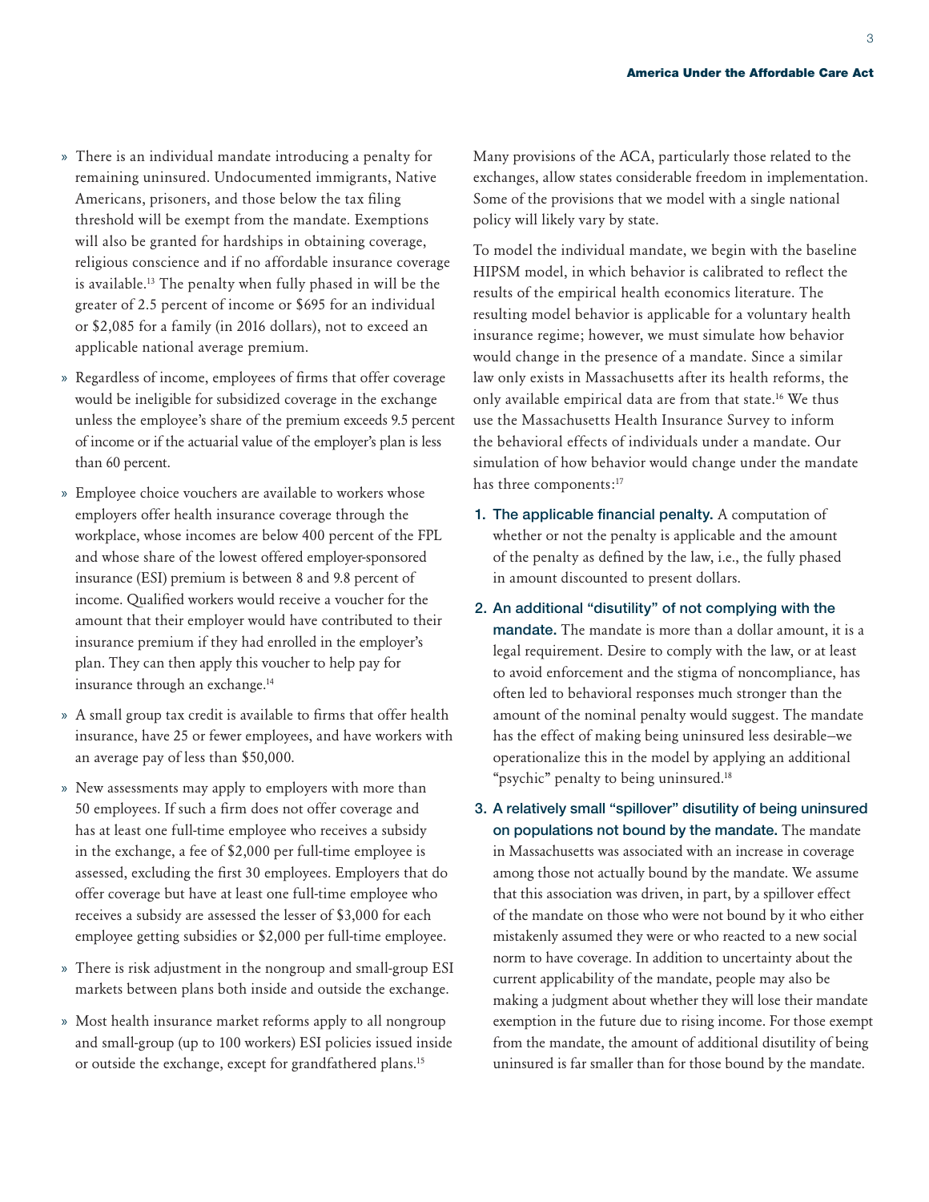- There is an individual mandate introducing a penalty for remaining uninsured. Undocumented immigrants, Native Americans, prisoners, and those below the tax filing threshold will be exempt from the mandate. Exemptions will also be granted for hardships in obtaining coverage, religious conscience and if no affordable insurance coverage is available.[13] The penalty when fully phased in will be the greater of 2.5 percent of income or $695 for an individual or $2,085 for a family (in 2016 dollars), not to exceed an applicable national average premium.
- Regardless of income, employees of firms that offer coverage would be ineligible for subsidized coverage in the exchange unless the employee's share of the premium exceeds 9.5 percent of income or if the actuarial value of the employer's plan is less than 60 percent.
- Employee choice vouchers are available to workers whose employers offer health insurance coverage through the workplace, whose incomes are below 400 percent of the FPL and whose share of the lowest offered employer-sponsored insurance (ESI) premium is between 8 and 9.8 percent of income. Qualified workers would receive a voucher for the amount that their employer would have contributed to their insurance premium if they had enrolled in the employer's plan. They can then apply this voucher to help pay for insurance through an exchange.[14]
- A small group tax credit is available to firms that offer health insurance, have 25 or fewer employees, and have workers with an average pay of less than $50,000.
- New assessments may apply to employers with more than 50 employees. If such a firm does not offer coverage and has at least one full-time employee who receives a subsidy in the exchange, a fee of $2,000 per full-time employee is assessed, excluding the first 30 employees. Employers that do offer coverage but have at least one full-time employee who receives a subsidy are assessed the lesser of $3,000 for each employee getting subsidies or $2,000 per full-time employee.
- There is risk adjustment in the nongroup and small-group ESI markets between plans both inside and outside the exchange.
- Most health insurance market reforms apply to all nongroup and small-group (up to 100 workers) ESI policies issued inside or outside the exchange, except for grandfathered plans.[15]

Many provisions of the ACA, particularly those related to the exchanges, allow states considerable freedom in implementation. Some of the provisions that we model with a single national policy will likely vary by state.

To model the individual mandate, we begin with the baseline HIPSM model, in which behavior is calibrated to reflect the results of the empirical health economics literature. The resulting model behavior is applicable for a voluntary health insurance regime; however, we must simulate how behavior would change in the presence of a mandate. Since a similar law only exists in Massachusetts after its health reforms, the only available empirical data are from that state.[16] We thus use the Massachusetts Health Insurance Survey to inform the behavioral effects of individuals under a mandate. Our simulation of how behavior would change under the mandate has three components:[17]

1. **The applicable financial penalty.** A computation of whether or not the penalty is applicable and the amount of the penalty as defined by the law, i.e., the fully phased in amount discounted to present dollars.
2. **An additional "disutility" of not complying with the mandate.** The mandate is more than a dollar amount, it is a legal requirement. Desire to comply with the law, or at least to avoid enforcement and the stigma of noncompliance, has often led to behavioral responses much stronger than the amount of the nominal penalty would suggest. The mandate has the effect of making being uninsured less desirable—we operationalize this in the model by applying an additional "psychic" penalty to being uninsured.[18]
3. **A relatively small "spillover" disutility of being uninsured on populations not bound by the mandate.** The mandate in Massachusetts was associated with an increase in coverage among those not actually bound by the mandate. We assume that this association was driven, in part, by a spillover effect of the mandate on those who were not bound by it who either mistakenly assumed they were or who reacted to a new social norm to have coverage. In addition to uncertainty about the current applicability of the mandate, people may also be making a judgment about whether they will lose their mandate exemption in the future due to rising income. For those exempt from the mandate, the amount of additional disutility of being uninsured is far smaller than for those bound by the mandate.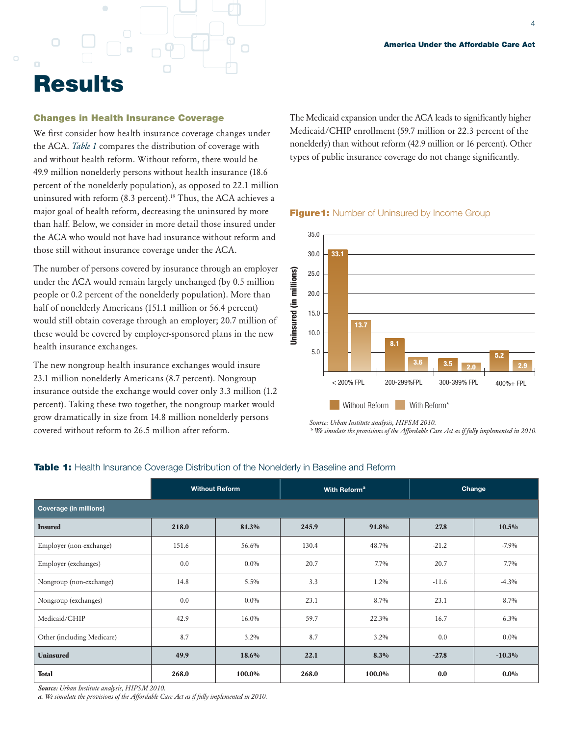# Results

### Changes in Health Insurance Coverage

We first consider how health insurance coverage changes under the ACA. *Table 1* compares the distribution of coverage with and without health reform. Without reform, there would be 49.9 million nonelderly persons without health insurance (18.6 percent of the nonelderly population), as opposed to 22.1 million uninsured with reform (8.3 percent).[19] Thus, the ACA achieves a major goal of health reform, decreasing the uninsured by more than half. Below, we consider in more detail those insured under the ACA who would not have had insurance without reform and those still without insurance coverage under the ACA.

The number of persons covered by insurance through an employer under the ACA would remain largely unchanged (by 0.5 million people or 0.2 percent of the nonelderly population). More than half of nonelderly Americans (151.1 million or 56.4 percent) would still obtain coverage through an employer; 20.7 million of these would be covered by employer-sponsored plans in the new health insurance exchanges.

The new nongroup health insurance exchanges would insure 23.1 million nonelderly Americans (8.7 percent). Nongroup insurance outside the exchange would cover only 3.3 million (1.2 percent). Taking these two together, the nongroup market would grow dramatically in size from 14.8 million nonelderly persons covered without reform to 26.5 million after reform.

The Medicaid expansion under the ACA leads to significantly higher Medicaid/CHIP enrollment (59.7 million or 22.3 percent of the nonelderly) than without reform (42.9 million or 16 percent). Other types of public insurance coverage do not change significantly.

**Figure1:** Number of Uninsured by Income Group

| Uninsured (in millions) | < 200% FPL | 200-299%FPL | 300-399% FPL | 400%+ FPL |
|---|---|---|---|---|
| Without Reform | 33.1 | 8.1 | 3.5 | 5.2 |
| With Reform* | 13.7 | 3.6 | 2.0 | 2.9 |

*Source: Urban Institute analysis, HIPSM 2010.*
*\* We simulate the provisions of the Affordable Care Act as if fully implemented in 2010.*

**Table 1:** Health Insurance Coverage Distribution of the Nonelderly in Baseline and Reform

| | Without Reform | | With Reform[a] | | Change | |
|---|---|---|---|---|---|---|
| **Coverage (in millions)** | | | | | | |
| **Insured** | **218.0** | **81.3%** | **245.9** | **91.8%** | **27.8** | **10.5%** |
| Employer (non-exchange) | 151.6 | 56.6% | 130.4 | 48.7% | -21.2 | -7.9% |
| Employer (exchanges) | 0.0 | 0.0% | 20.7 | 7.7% | 20.7 | 7.7% |
| Nongroup (non-exchange) | 14.8 | 5.5% | 3.3 | 1.2% | -11.6 | -4.3% |
| Nongroup (exchanges) | 0.0 | 0.0% | 23.1 | 8.7% | 23.1 | 8.7% |
| Medicaid/CHIP | 42.9 | 16.0% | 59.7 | 22.3% | 16.7 | 6.3% |
| Other (including Medicare) | 8.7 | 3.2% | 8.7 | 3.2% | 0.0 | 0.0% |
| **Uninsured** | **49.9** | **18.6%** | **22.1** | **8.3%** | **-27.8** | **-10.3%** |
| **Total** | **268.0** | **100.0%** | **268.0** | **100.0%** | **0.0** | **0.0%** |

***Source:*** *Urban Institute analysis, HIPSM 2010.*
***a.*** *We simulate the provisions of the Affordable Care Act as if fully implemented in 2010.*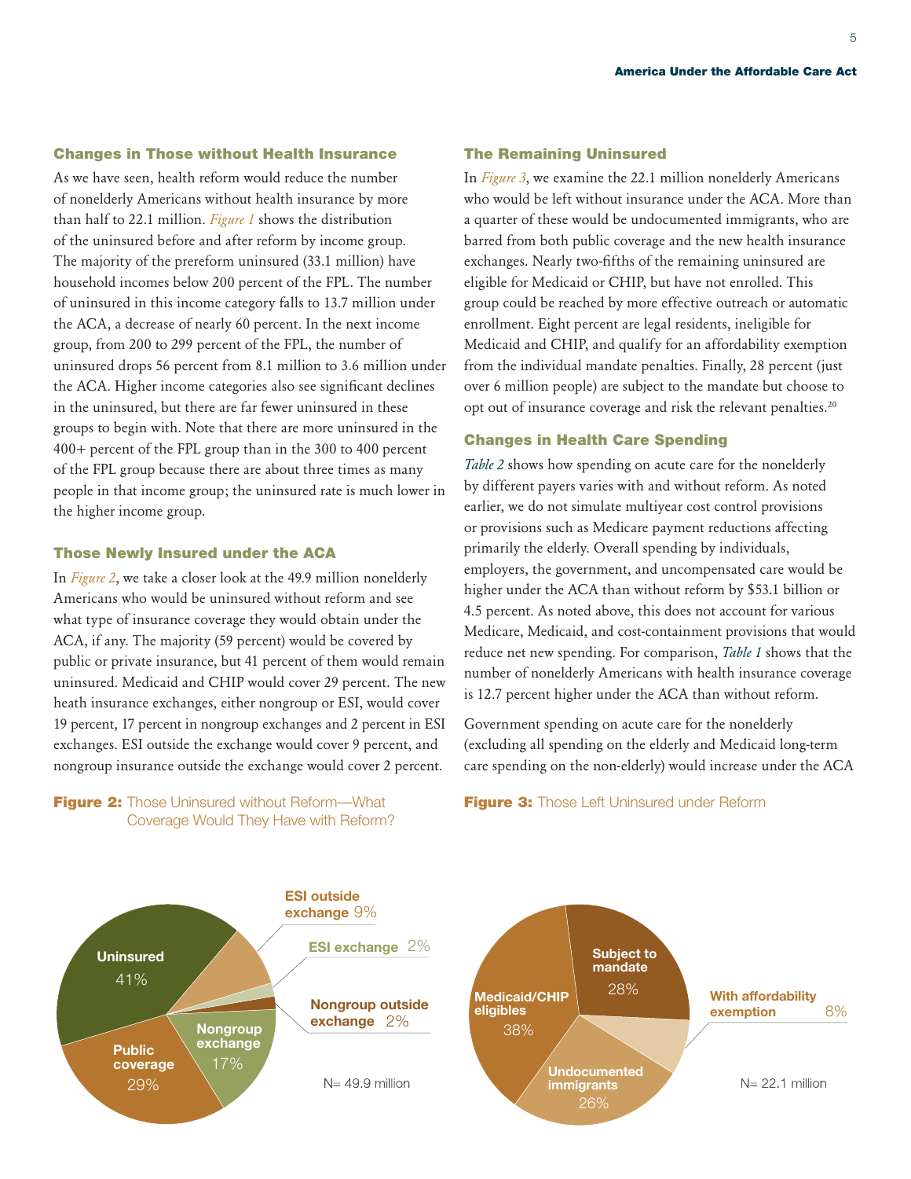## Changes in Those without Health Insurance

As we have seen, health reform would reduce the number of nonelderly Americans without health insurance by more than half to 22.1 million. *Figure 1* shows the distribution of the uninsured before and after reform by income group. The majority of the prereform uninsured (33.1 million) have household incomes below 200 percent of the FPL. The number of uninsured in this income category falls to 13.7 million under the ACA, a decrease of nearly 60 percent. In the next income group, from 200 to 299 percent of the FPL, the number of uninsured drops 56 percent from 8.1 million to 3.6 million under the ACA. Higher income categories also see significant declines in the uninsured, but there are far fewer uninsured in these groups to begin with. Note that there are more uninsured in the 400+ percent of the FPL group than in the 300 to 400 percent of the FPL group because there are about three times as many people in that income group; the uninsured rate is much lower in the higher income group.

## Those Newly Insured under the ACA

In *Figure 2*, we take a closer look at the 49.9 million nonelderly Americans who would be uninsured without reform and see what type of insurance coverage they would obtain under the ACA, if any. The majority (59 percent) would be covered by public or private insurance, but 41 percent of them would remain uninsured. Medicaid and CHIP would cover 29 percent. The new heath insurance exchanges, either nongroup or ESI, would cover 19 percent, 17 percent in nongroup exchanges and 2 percent in ESI exchanges. ESI outside the exchange would cover 9 percent, and nongroup insurance outside the exchange would cover 2 percent.

**Figure 2:** Those Uninsured without Reform—What Coverage Would They Have with Reform?

| Coverage | Percent |
|---|---|
| Uninsured | 41% |
| Public coverage | 29% |
| Nongroup exchange | 17% |
| ESI outside exchange | 9% |
| ESI exchange | 2% |
| Nongroup outside exchange | 2% |

N= 49.9 million

## The Remaining Uninsured

In *Figure 3*, we examine the 22.1 million nonelderly Americans who would be left without insurance under the ACA. More than a quarter of these would be undocumented immigrants, who are barred from both public coverage and the new health insurance exchanges. Nearly two-fifths of the remaining uninsured are eligible for Medicaid or CHIP, but have not enrolled. This group could be reached by more effective outreach or automatic enrollment. Eight percent are legal residents, ineligible for Medicaid and CHIP, and qualify for an affordability exemption from the individual mandate penalties. Finally, 28 percent (just over 6 million people) are subject to the mandate but choose to opt out of insurance coverage and risk the relevant penalties.[20]

**Figure 3:** Those Left Uninsured under Reform

| Group | Percent |
|---|---|
| Medicaid/CHIP eligibles | 38% |
| Subject to mandate | 28% |
| Undocumented immigrants | 26% |
| With affordability exemption | 8% |

N= 22.1 million

## Changes in Health Care Spending

*Table 2* shows how spending on acute care for the nonelderly by different payers varies with and without reform. As noted earlier, we do not simulate multiyear cost control provisions or provisions such as Medicare payment reductions affecting primarily the elderly. Overall spending by individuals, employers, the government, and uncompensated care would be higher under the ACA than without reform by $53.1 billion or 4.5 percent. As noted above, this does not account for various Medicare, Medicaid, and cost-containment provisions that would reduce net new spending. For comparison, *Table 1* shows that the number of nonelderly Americans with health insurance coverage is 12.7 percent higher under the ACA than without reform.

Government spending on acute care for the nonelderly (excluding all spending on the elderly and Medicaid long-term care spending on the non-elderly) would increase under the ACA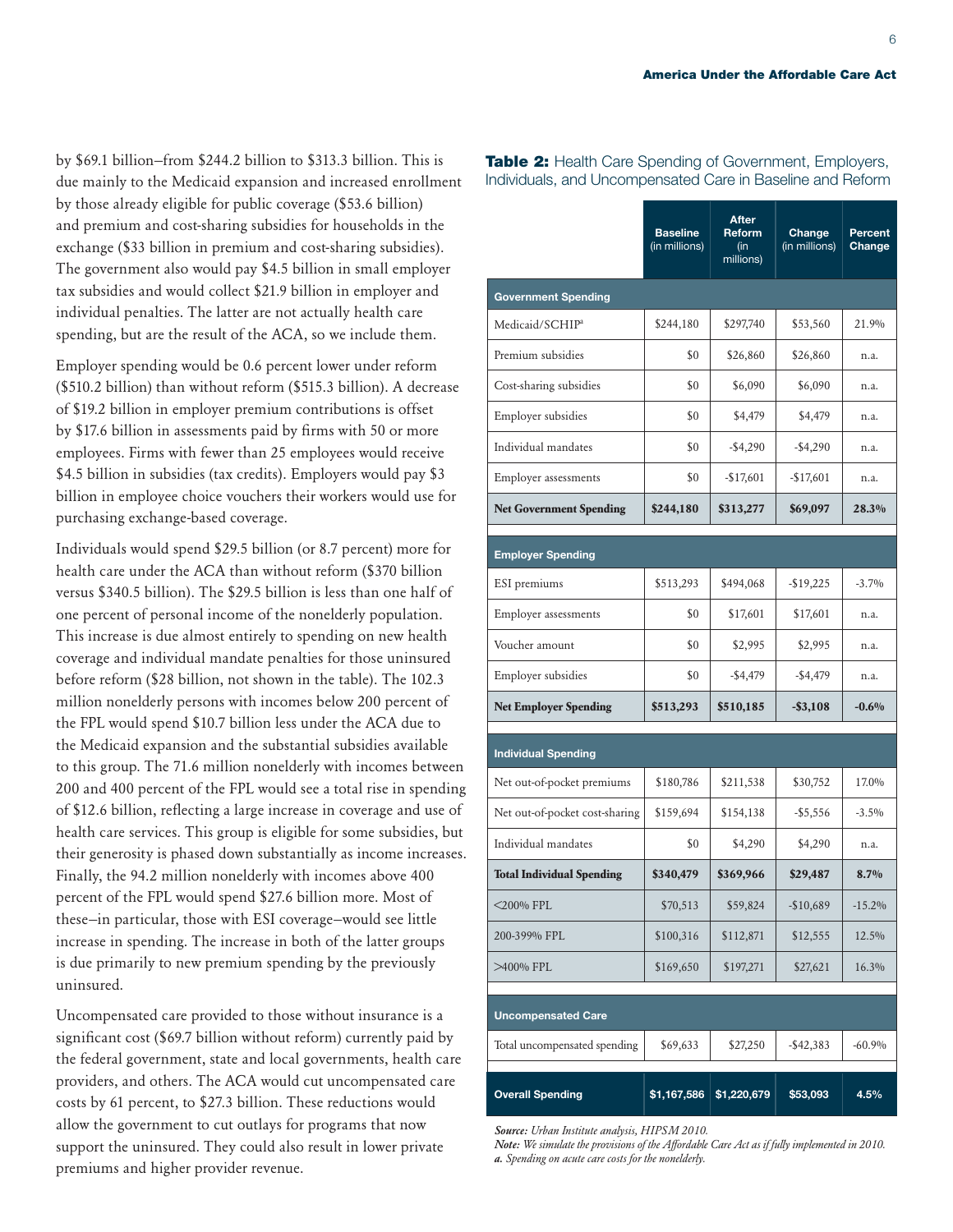by $69.1 billion–from $244.2 billion to $313.3 billion. This is due mainly to the Medicaid expansion and increased enrollment by those already eligible for public coverage ($53.6 billion) and premium and cost-sharing subsidies for households in the exchange ($33 billion in premium and cost-sharing subsidies). The government also would pay $4.5 billion in small employer tax subsidies and would collect $21.9 billion in employer and individual penalties. The latter are not actually health care spending, but are the result of the ACA, so we include them.

Employer spending would be 0.6 percent lower under reform ($510.2 billion) than without reform ($515.3 billion). A decrease of $19.2 billion in employer premium contributions is offset by $17.6 billion in assessments paid by firms with 50 or more employees. Firms with fewer than 25 employees would receive $4.5 billion in subsidies (tax credits). Employers would pay $3 billion in employee choice vouchers their workers would use for purchasing exchange-based coverage.

Individuals would spend $29.5 billion (or 8.7 percent) more for health care under the ACA than without reform ($370 billion versus $340.5 billion). The $29.5 billion is less than one half of one percent of personal income of the nonelderly population. This increase is due almost entirely to spending on new health coverage and individual mandate penalties for those uninsured before reform ($28 billion, not shown in the table). The 102.3 million nonelderly persons with incomes below 200 percent of the FPL would spend $10.7 billion less under the ACA due to the Medicaid expansion and the substantial subsidies available to this group. The 71.6 million nonelderly with incomes between 200 and 400 percent of the FPL would see a total rise in spending of $12.6 billion, reflecting a large increase in coverage and use of health care services. This group is eligible for some subsidies, but their generosity is phased down substantially as income increases. Finally, the 94.2 million nonelderly with incomes above 400 percent of the FPL would spend $27.6 billion more. Most of these–in particular, those with ESI coverage–would see little increase in spending. The increase in both of the latter groups is due primarily to new premium spending by the previously uninsured.

Uncompensated care provided to those without insurance is a significant cost ($69.7 billion without reform) currently paid by the federal government, state and local governments, health care providers, and others. The ACA would cut uncompensated care costs by 61 percent, to $27.3 billion. These reductions would allow the government to cut outlays for programs that now support the uninsured. They could also result in lower private premiums and higher provider revenue.

**Table 2:** Health Care Spending of Government, Employers, Individuals, and Uncompensated Care in Baseline and Reform

| | Baseline (in millions) | After Reform (in millions) | Change (in millions) | Percent Change |
|---|---|---|---|---|
| **Government Spending** | | | | |
| Medicaid/SCHIP[a] | $244,180 | $297,740 | $53,560 | 21.9% |
| Premium subsidies | $0 | $26,860 | $26,860 | n.a. |
| Cost-sharing subsidies | $0 | $6,090 | $6,090 | n.a. |
| Employer subsidies | $0 | $4,479 | $4,479 | n.a. |
| Individual mandates | $0 | -$4,290 | -$4,290 | n.a. |
| Employer assessments | $0 | -$17,601 | -$17,601 | n.a. |
| **Net Government Spending** | **$244,180** | **$313,277** | **$69,097** | **28.3%** |
| **Employer Spending** | | | | |
| ESI premiums | $513,293 | $494,068 | -$19,225 | -3.7% |
| Employer assessments | $0 | $17,601 | $17,601 | n.a. |
| Voucher amount | $0 | $2,995 | $2,995 | n.a. |
| Employer subsidies | $0 | -$4,479 | -$4,479 | n.a. |
| **Net Employer Spending** | **$513,293** | **$510,185** | **-$3,108** | **-0.6%** |
| **Individual Spending** | | | | |
| Net out-of-pocket premiums | $180,786 | $211,538 | $30,752 | 17.0% |
| Net out-of-pocket cost-sharing | $159,694 | $154,138 | -$5,556 | -3.5% |
| Individual mandates | $0 | $4,290 | $4,290 | n.a. |
| **Total Individual Spending** | **$340,479** | **$369,966** | **$29,487** | **8.7%** |
| <200% FPL | $70,513 | $59,824 | -$10,689 | -15.2% |
| 200-399% FPL | $100,316 | $112,871 | $12,555 | 12.5% |
| >400% FPL | $169,650 | $197,271 | $27,621 | 16.3% |
| **Uncompensated Care** | | | | |
| Total uncompensated spending | $69,633 | $27,250 | -$42,383 | -60.9% |
| **Overall Spending** | **$1,167,586** | **$1,220,679** | **$53,093** | **4.5%** |

***Source:*** *Urban Institute analysis, HIPSM 2010.*
***Note:*** *We simulate the provisions of the Affordable Care Act as if fully implemented in 2010.*
***a.*** *Spending on acute care costs for the nonelderly.*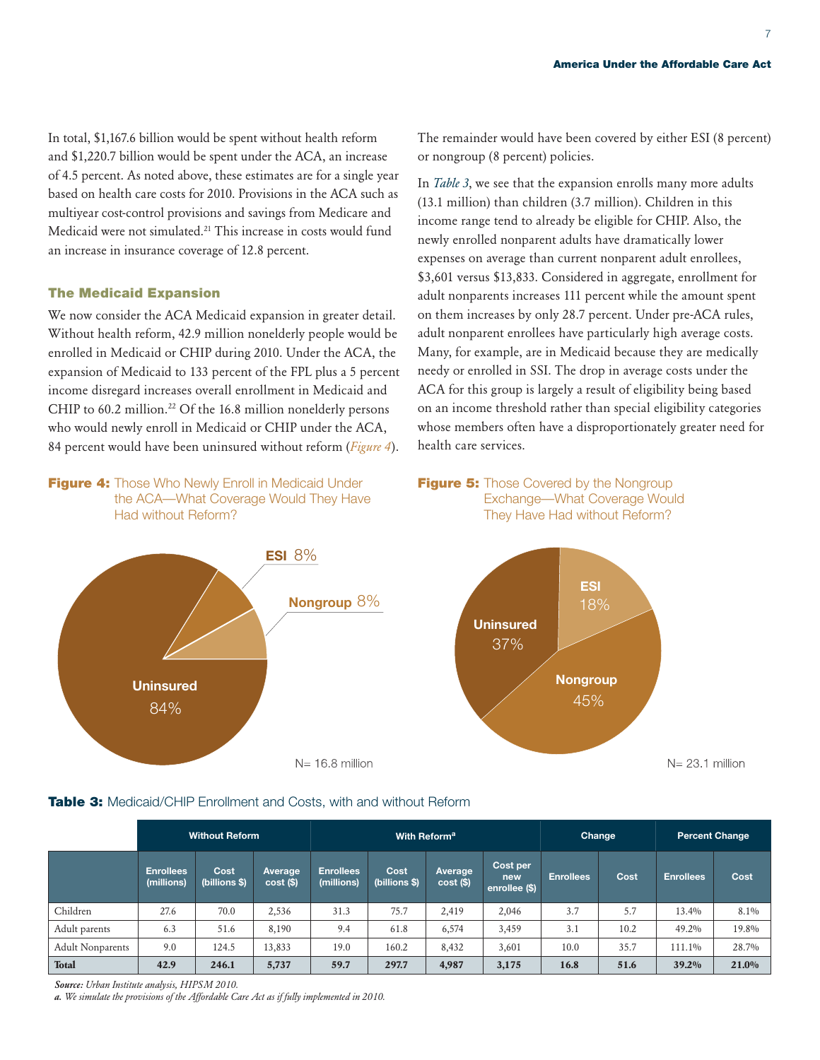In total, $1,167.6 billion would be spent without health reform and $1,220.7 billion would be spent under the ACA, an increase of 4.5 percent. As noted above, these estimates are for a single year based on health care costs for 2010. Provisions in the ACA such as multiyear cost-control provisions and savings from Medicare and Medicaid were not simulated.[21] This increase in costs would fund an increase in insurance coverage of 12.8 percent.

### The Medicaid Expansion

We now consider the ACA Medicaid expansion in greater detail. Without health reform, 42.9 million nonelderly people would be enrolled in Medicaid or CHIP during 2010. Under the ACA, the expansion of Medicaid to 133 percent of the FPL plus a 5 percent income disregard increases overall enrollment in Medicaid and CHIP to 60.2 million.[22] Of the 16.8 million nonelderly persons who would newly enroll in Medicaid or CHIP under the ACA, 84 percent would have been uninsured without reform (*Figure 4*). The remainder would have been covered by either ESI (8 percent) or nongroup (8 percent) policies.

In *Table 3*, we see that the expansion enrolls many more adults (13.1 million) than children (3.7 million). Children in this income range tend to already be eligible for CHIP. Also, the newly enrolled nonparent adults have dramatically lower expenses on average than current nonparent adult enrollees, $3,601 versus $13,833. Considered in aggregate, enrollment for adult nonparents increases 111 percent while the amount spent on them increases by only 28.7 percent. Under pre-ACA rules, adult nonparent enrollees have particularly high average costs. Many, for example, are in Medicaid because they are medically needy or enrolled in SSI. The drop in average costs under the ACA for this group is largely a result of eligibility being based on an income threshold rather than special eligibility categories whose members often have a disproportionately greater need for health care services.

**Figure 4:** Those Who Newly Enroll in Medicaid Under the ACA—What Coverage Would They Have Had without Reform?

ESI 8%
Nongroup 8%
Uninsured 84%

N= 16.8 million

**Figure 5:** Those Covered by the Nongroup Exchange—What Coverage Would They Have Had without Reform?

ESI 18%
Nongroup 45%
Uninsured 37%

N= 23.1 million

**Table 3:** Medicaid/CHIP Enrollment and Costs, with and without Reform

| | Without Reform | | | With Reform[a] | | | | Change | | Percent Change | |
|---|---|---|---|---|---|---|---|---|---|---|---|
| | Enrollees (millions) | Cost (billions $) | Average cost ($) | Enrollees (millions) | Cost (billions $) | Average cost ($) | Cost per new enrollee ($) | Enrollees | Cost | Enrollees | Cost |
| Children | 27.6 | 70.0 | 2,536 | 31.3 | 75.7 | 2,419 | 2,046 | 3.7 | 5.7 | 13.4% | 8.1% |
| Adult parents | 6.3 | 51.6 | 8,190 | 9.4 | 61.8 | 6,574 | 3,459 | 3.1 | 10.2 | 49.2% | 19.8% |
| Adult Nonparents | 9.0 | 124.5 | 13,833 | 19.0 | 160.2 | 8,432 | 3,601 | 10.0 | 35.7 | 111.1% | 28.7% |
| **Total** | **42.9** | **246.1** | **5,737** | **59.7** | **297.7** | **4,987** | **3,175** | **16.8** | **51.6** | **39.2%** | **21.0%** |

***Source:*** *Urban Institute analysis, HIPSM 2010.*
***a.*** *We simulate the provisions of the Affordable Care Act as if fully implemented in 2010.*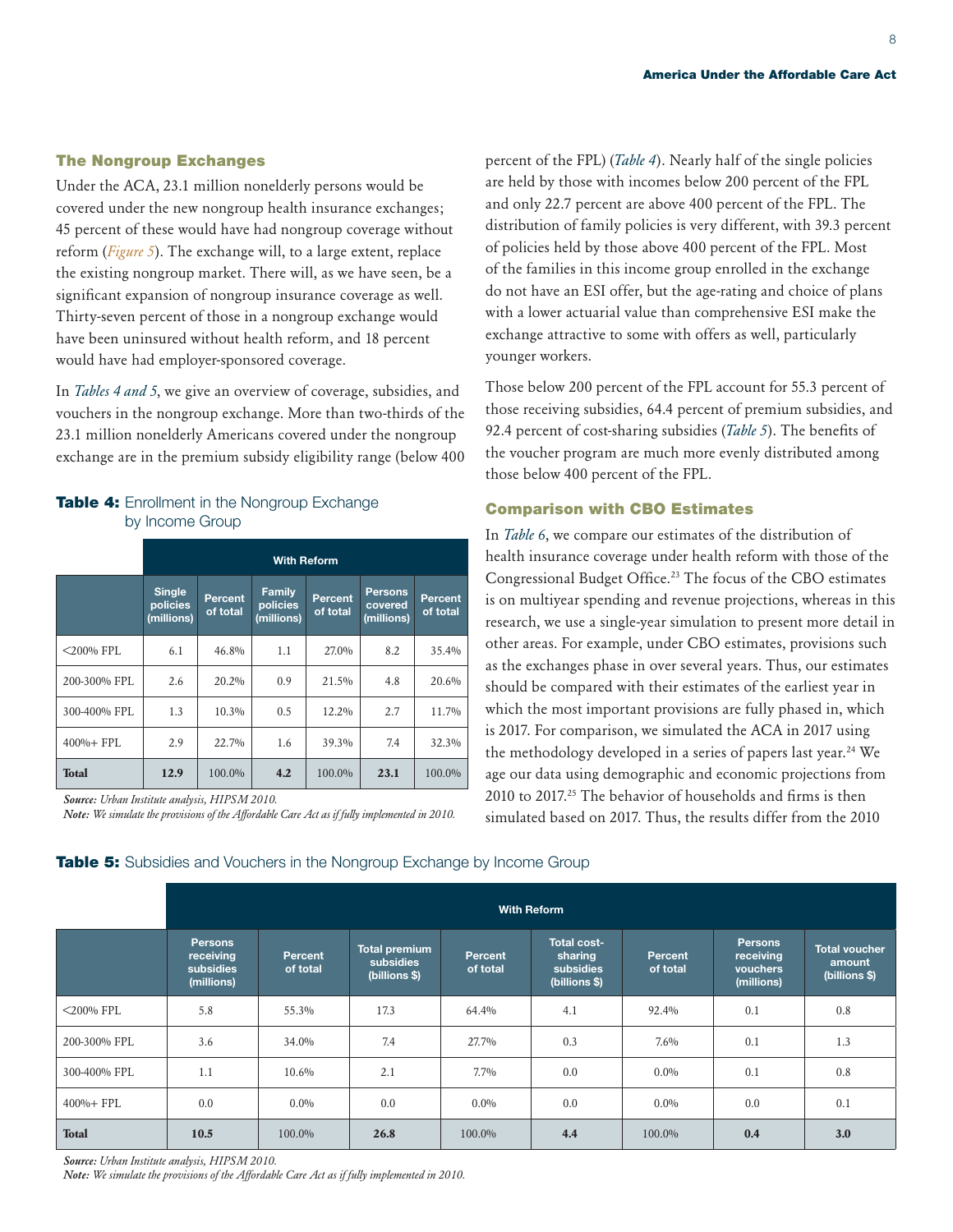## The Nongroup Exchanges

Under the ACA, 23.1 million nonelderly persons would be covered under the new nongroup health insurance exchanges; 45 percent of these would have had nongroup coverage without reform (*Figure 5*). The exchange will, to a large extent, replace the existing nongroup market. There will, as we have seen, be a significant expansion of nongroup insurance coverage as well. Thirty-seven percent of those in a nongroup exchange would have been uninsured without health reform, and 18 percent would have had employer-sponsored coverage.

In *Tables 4 and 5*, we give an overview of coverage, subsidies, and vouchers in the nongroup exchange. More than two-thirds of the 23.1 million nonelderly Americans covered under the nongroup exchange are in the premium subsidy eligibility range (below 400 percent of the FPL) (*Table 4*). Nearly half of the single policies are held by those with incomes below 200 percent of the FPL and only 22.7 percent are above 400 percent of the FPL. The distribution of family policies is very different, with 39.3 percent of policies held by those above 400 percent of the FPL. Most of the families in this income group enrolled in the exchange do not have an ESI offer, but the age-rating and choice of plans with a lower actuarial value than comprehensive ESI make the exchange attractive to some with offers as well, particularly younger workers.

**Table 4:** Enrollment in the Nongroup Exchange by Income Group

| | With Reform | | | | | |
|---|---|---|---|---|---|---|
| | Single policies (millions) | Percent of total | Family policies (millions) | Percent of total | Persons covered (millions) | Percent of total |
| <200% FPL | 6.1 | 46.8% | 1.1 | 27.0% | 8.2 | 35.4% |
| 200-300% FPL | 2.6 | 20.2% | 0.9 | 21.5% | 4.8 | 20.6% |
| 300-400% FPL | 1.3 | 10.3% | 0.5 | 12.2% | 2.7 | 11.7% |
| 400%+ FPL | 2.9 | 22.7% | 1.6 | 39.3% | 7.4 | 32.3% |
| **Total** | **12.9** | 100.0% | **4.2** | 100.0% | **23.1** | 100.0% |

*Source: Urban Institute analysis, HIPSM 2010.*
*Note: We simulate the provisions of the Affordable Care Act as if fully implemented in 2010.*

Those below 200 percent of the FPL account for 55.3 percent of those receiving subsidies, 64.4 percent of premium subsidies, and 92.4 percent of cost-sharing subsidies (*Table 5*). The benefits of the voucher program are much more evenly distributed among those below 400 percent of the FPL.

## Comparison with CBO Estimates

In *Table 6*, we compare our estimates of the distribution of health insurance coverage under health reform with those of the Congressional Budget Office.[23] The focus of the CBO estimates is on multiyear spending and revenue projections, whereas in this research, we use a single-year simulation to present more detail in other areas. For example, under CBO estimates, provisions such as the exchanges phase in over several years. Thus, our estimates should be compared with their estimates of the earliest year in which the most important provisions are fully phased in, which is 2017. For comparison, we simulated the ACA in 2017 using the methodology developed in a series of papers last year.[24] We age our data using demographic and economic projections from 2010 to 2017.[25] The behavior of households and firms is then simulated based on 2017. Thus, the results differ from the 2010

**Table 5:** Subsidies and Vouchers in the Nongroup Exchange by Income Group

| | With Reform | | | | | | | |
|---|---|---|---|---|---|---|---|---|
| | Persons receiving subsidies (millions) | Percent of total | Total premium subsidies (billions $) | Percent of total | Total cost-sharing subsidies (billions $) | Percent of total | Persons receiving vouchers (millions) | Total voucher amount (billions $) |
| <200% FPL | 5.8 | 55.3% | 17.3 | 64.4% | 4.1 | 92.4% | 0.1 | 0.8 |
| 200-300% FPL | 3.6 | 34.0% | 7.4 | 27.7% | 0.3 | 7.6% | 0.1 | 1.3 |
| 300-400% FPL | 1.1 | 10.6% | 2.1 | 7.7% | 0.0 | 0.0% | 0.1 | 0.8 |
| 400%+ FPL | 0.0 | 0.0% | 0.0 | 0.0% | 0.0 | 0.0% | 0.0 | 0.1 |
| **Total** | **10.5** | 100.0% | **26.8** | 100.0% | **4.4** | 100.0% | **0.4** | **3.0** |

*Source: Urban Institute analysis, HIPSM 2010.*
*Note: We simulate the provisions of the Affordable Care Act as if fully implemented in 2010.*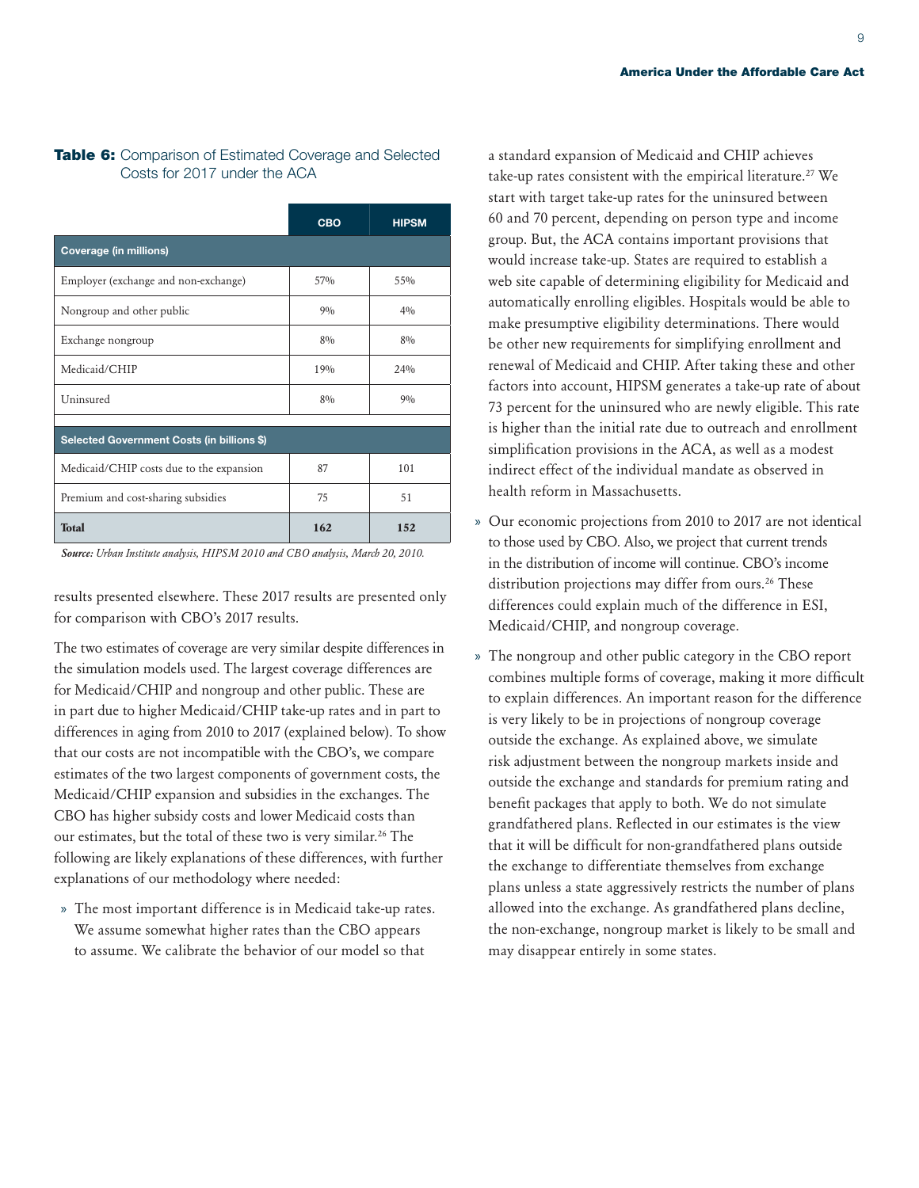**Table 6:** Comparison of Estimated Coverage and Selected Costs for 2017 under the ACA

| | CBO | HIPSM |
|---|---|---|
| **Coverage (in millions)** | | |
| Employer (exchange and non-exchange) | 57% | 55% |
| Nongroup and other public | 9% | 4% |
| Exchange nongroup | 8% | 8% |
| Medicaid/CHIP | 19% | 24% |
| Uninsured | 8% | 9% |
| **Selected Government Costs (in billions $)** | | |
| Medicaid/CHIP costs due to the expansion | 87 | 101 |
| Premium and cost-sharing subsidies | 75 | 51 |
| **Total** | **162** | **152** |

***Source:*** *Urban Institute analysis, HIPSM 2010 and CBO analysis, March 20, 2010.*

results presented elsewhere. These 2017 results are presented only for comparison with CBO's 2017 results.

The two estimates of coverage are very similar despite differences in the simulation models used. The largest coverage differences are for Medicaid/CHIP and nongroup and other public. These are in part due to higher Medicaid/CHIP take-up rates and in part to differences in aging from 2010 to 2017 (explained below). To show that our costs are not incompatible with the CBO's, we compare estimates of the two largest components of government costs, the Medicaid/CHIP expansion and subsidies in the exchanges. The CBO has higher subsidy costs and lower Medicaid costs than our estimates, but the total of these two is very similar.[26] The following are likely explanations of these differences, with further explanations of our methodology where needed:

- The most important difference is in Medicaid take-up rates. We assume somewhat higher rates than the CBO appears to assume. We calibrate the behavior of our model so that a standard expansion of Medicaid and CHIP achieves take-up rates consistent with the empirical literature.[27] We start with target take-up rates for the uninsured between 60 and 70 percent, depending on person type and income group. But, the ACA contains important provisions that would increase take-up. States are required to establish a web site capable of determining eligibility for Medicaid and automatically enrolling eligibles. Hospitals would be able to make presumptive eligibility determinations. There would be other new requirements for simplifying enrollment and renewal of Medicaid and CHIP. After taking these and other factors into account, HIPSM generates a take-up rate of about 73 percent for the uninsured who are newly eligible. This rate is higher than the initial rate due to outreach and enrollment simplification provisions in the ACA, as well as a modest indirect effect of the individual mandate as observed in health reform in Massachusetts.
- Our economic projections from 2010 to 2017 are not identical to those used by CBO. Also, we project that current trends in the distribution of income will continue. CBO's income distribution projections may differ from ours.[26] These differences could explain much of the difference in ESI, Medicaid/CHIP, and nongroup coverage.
- The nongroup and other public category in the CBO report combines multiple forms of coverage, making it more difficult to explain differences. An important reason for the difference is very likely to be in projections of nongroup coverage outside the exchange. As explained above, we simulate risk adjustment between the nongroup markets inside and outside the exchange and standards for premium rating and benefit packages that apply to both. We do not simulate grandfathered plans. Reflected in our estimates is the view that it will be difficult for non-grandfathered plans outside the exchange to differentiate themselves from exchange plans unless a state aggressively restricts the number of plans allowed into the exchange. As grandfathered plans decline, the non-exchange, nongroup market is likely to be small and may disappear entirely in some states.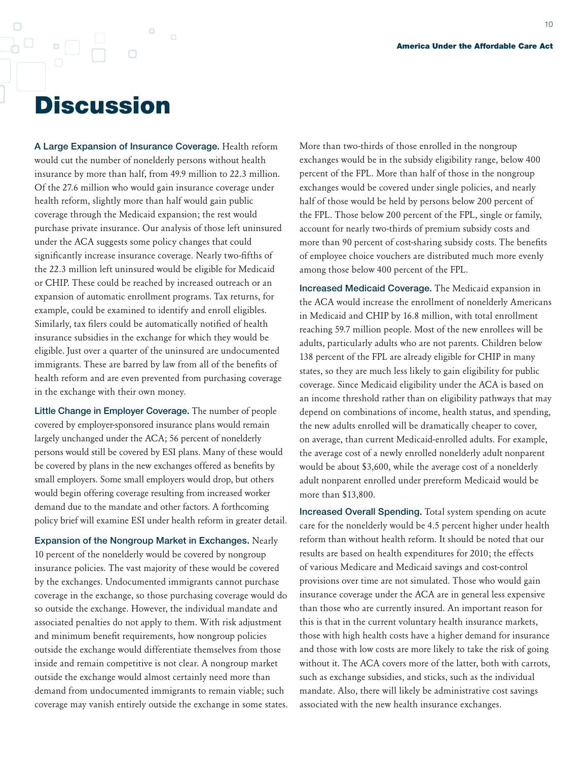# Discussion

**A Large Expansion of Insurance Coverage.** Health reform would cut the number of nonelderly persons without health insurance by more than half, from 49.9 million to 22.3 million. Of the 27.6 million who would gain insurance coverage under health reform, slightly more than half would gain public coverage through the Medicaid expansion; the rest would purchase private insurance. Our analysis of those left uninsured under the ACA suggests some policy changes that could significantly increase insurance coverage. Nearly two-fifths of the 22.3 million left uninsured would be eligible for Medicaid or CHIP. These could be reached by increased outreach or an expansion of automatic enrollment programs. Tax returns, for example, could be examined to identify and enroll eligibles. Similarly, tax filers could be automatically notified of health insurance subsidies in the exchange for which they would be eligible. Just over a quarter of the uninsured are undocumented immigrants. These are barred by law from all of the benefits of health reform and are even prevented from purchasing coverage in the exchange with their own money.

**Little Change in Employer Coverage.** The number of people covered by employer-sponsored insurance plans would remain largely unchanged under the ACA; 56 percent of nonelderly persons would still be covered by ESI plans. Many of these would be covered by plans in the new exchanges offered as benefits by small employers. Some small employers would drop, but others would begin offering coverage resulting from increased worker demand due to the mandate and other factors. A forthcoming policy brief will examine ESI under health reform in greater detail.

**Expansion of the Nongroup Market in Exchanges.** Nearly 10 percent of the nonelderly would be covered by nongroup insurance policies. The vast majority of these would be covered by the exchanges. Undocumented immigrants cannot purchase coverage in the exchange, so those purchasing coverage would do so outside the exchange. However, the individual mandate and associated penalties do not apply to them. With risk adjustment and minimum benefit requirements, how nongroup policies outside the exchange would differentiate themselves from those inside and remain competitive is not clear. A nongroup market outside the exchange would almost certainly need more than demand from undocumented immigrants to remain viable; such coverage may vanish entirely outside the exchange in some states. More than two-thirds of those enrolled in the nongroup exchanges would be in the subsidy eligibility range, below 400 percent of the FPL. More than half of those in the nongroup exchanges would be covered under single policies, and nearly half of those would be held by persons below 200 percent of the FPL. Those below 200 percent of the FPL, single or family, account for nearly two-thirds of premium subsidy costs and more than 90 percent of cost-sharing subsidy costs. The benefits of employee choice vouchers are distributed much more evenly among those below 400 percent of the FPL.

**Increased Medicaid Coverage.** The Medicaid expansion in the ACA would increase the enrollment of nonelderly Americans in Medicaid and CHIP by 16.8 million, with total enrollment reaching 59.7 million people. Most of the new enrollees will be adults, particularly adults who are not parents. Children below 138 percent of the FPL are already eligible for CHIP in many states, so they are much less likely to gain eligibility for public coverage. Since Medicaid eligibility under the ACA is based on an income threshold rather than on eligibility pathways that may depend on combinations of income, health status, and spending, the new adults enrolled will be dramatically cheaper to cover, on average, than current Medicaid-enrolled adults. For example, the average cost of a newly enrolled nonelderly adult nonparent would be about $3,600, while the average cost of a nonelderly adult nonparent enrolled under prereform Medicaid would be more than $13,800.

**Increased Overall Spending.** Total system spending on acute care for the nonelderly would be 4.5 percent higher under health reform than without health reform. It should be noted that our results are based on health expenditures for 2010; the effects of various Medicare and Medicaid savings and cost-control provisions over time are not simulated. Those who would gain insurance coverage under the ACA are in general less expensive than those who are currently insured. An important reason for this is that in the current voluntary health insurance markets, those with high health costs have a higher demand for insurance and those with low costs are more likely to take the risk of going without it. The ACA covers more of the latter, both with carrots, such as exchange subsidies, and sticks, such as the individual mandate. Also, there will likely be administrative cost savings associated with the new health insurance exchanges.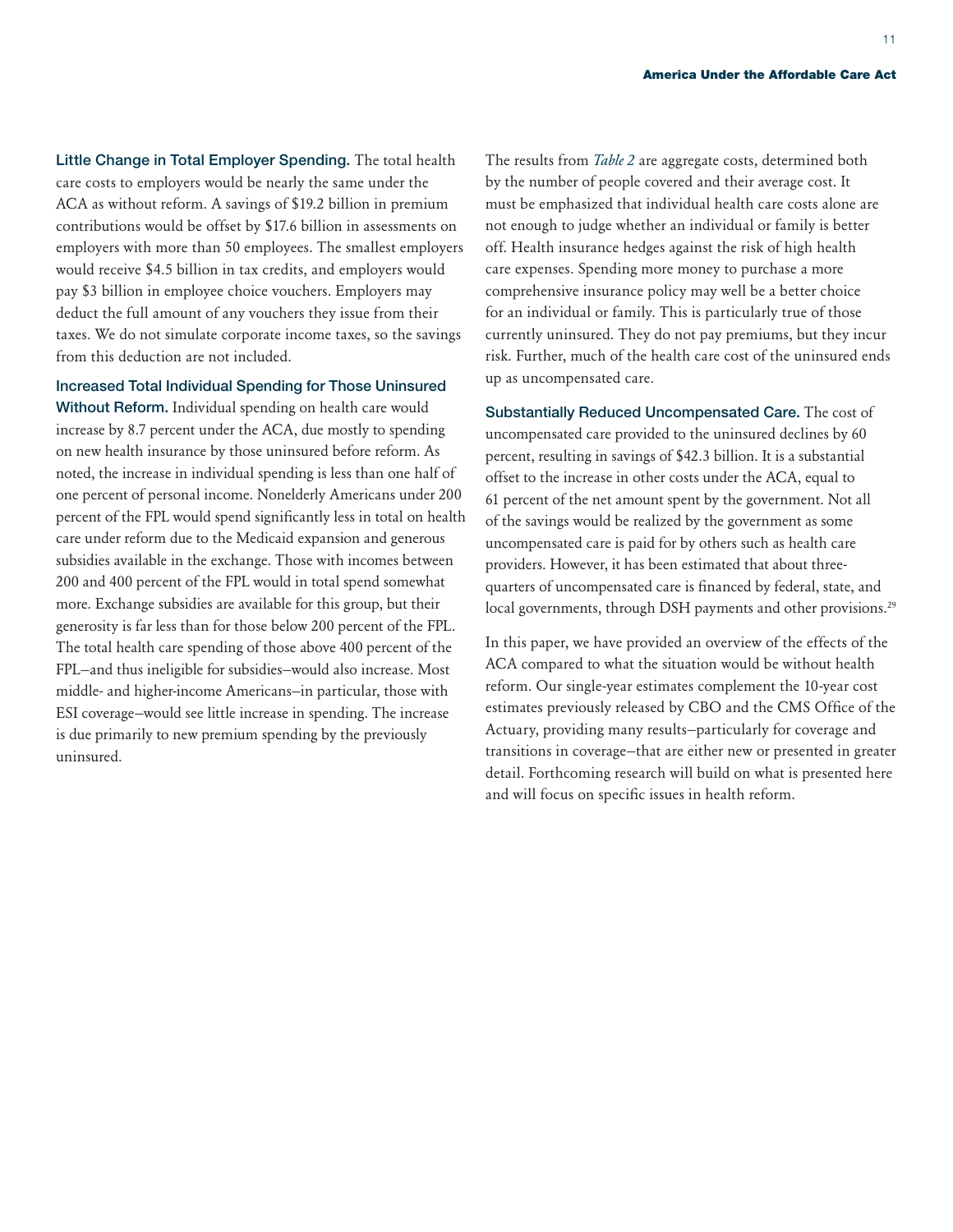**Little Change in Total Employer Spending.** The total health care costs to employers would be nearly the same under the ACA as without reform. A savings of $19.2 billion in premium contributions would be offset by $17.6 billion in assessments on employers with more than 50 employees. The smallest employers would receive $4.5 billion in tax credits, and employers would pay $3 billion in employee choice vouchers. Employers may deduct the full amount of any vouchers they issue from their taxes. We do not simulate corporate income taxes, so the savings from this deduction are not included.

**Increased Total Individual Spending for Those Uninsured Without Reform.** Individual spending on health care would increase by 8.7 percent under the ACA, due mostly to spending on new health insurance by those uninsured before reform. As noted, the increase in individual spending is less than one half of one percent of personal income. Nonelderly Americans under 200 percent of the FPL would spend significantly less in total on health care under reform due to the Medicaid expansion and generous subsidies available in the exchange. Those with incomes between 200 and 400 percent of the FPL would in total spend somewhat more. Exchange subsidies are available for this group, but their generosity is far less than for those below 200 percent of the FPL. The total health care spending of those above 400 percent of the FPL—and thus ineligible for subsidies—would also increase. Most middle- and higher-income Americans—in particular, those with ESI coverage—would see little increase in spending. The increase is due primarily to new premium spending by the previously uninsured.

The results from *Table 2* are aggregate costs, determined both by the number of people covered and their average cost. It must be emphasized that individual health care costs alone are not enough to judge whether an individual or family is better off. Health insurance hedges against the risk of high health care expenses. Spending more money to purchase a more comprehensive insurance policy may well be a better choice for an individual or family. This is particularly true of those currently uninsured. They do not pay premiums, but they incur risk. Further, much of the health care cost of the uninsured ends up as uncompensated care.

**Substantially Reduced Uncompensated Care.** The cost of uncompensated care provided to the uninsured declines by 60 percent, resulting in savings of $42.3 billion. It is a substantial offset to the increase in other costs under the ACA, equal to 61 percent of the net amount spent by the government. Not all of the savings would be realized by the government as some uncompensated care is paid for by others such as health care providers. However, it has been estimated that about three-quarters of uncompensated care is financed by federal, state, and local governments, through DSH payments and other provisions.[29]

In this paper, we have provided an overview of the effects of the ACA compared to what the situation would be without health reform. Our single-year estimates complement the 10-year cost estimates previously released by CBO and the CMS Office of the Actuary, providing many results—particularly for coverage and transitions in coverage—that are either new or presented in greater detail. Forthcoming research will build on what is presented here and will focus on specific issues in health reform.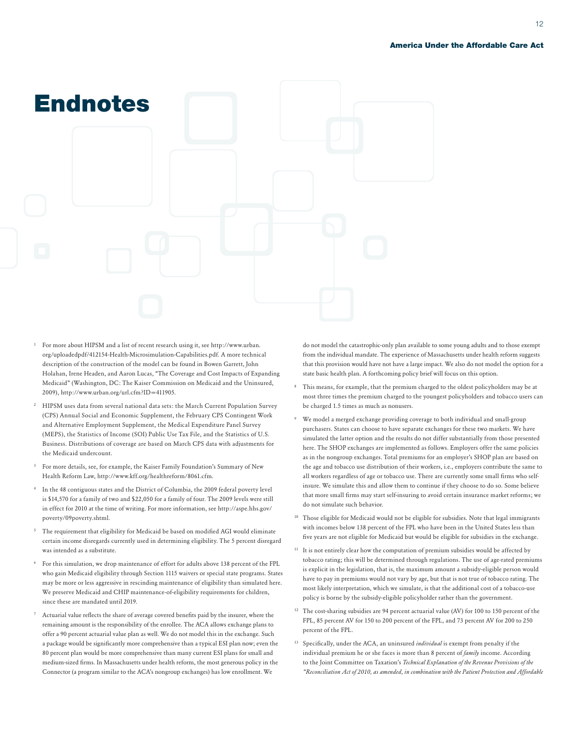# Endnotes

1. For more about HIPSM and a list of recent research using it, see http://www.urban.org/uploadedpdf/412154-Health-Microsimulation-Capabilities.pdf. A more technical description of the construction of the model can be found in Bowen Garrett, John Holahan, Irene Headen, and Aaron Lucas, "The Coverage and Cost Impacts of Expanding Medicaid" (Washington, DC: The Kaiser Commission on Medicaid and the Uninsured, 2009), http://www.urban.org/url.cfm?ID=411905.

2. HIPSM uses data from several national data sets: the March Current Population Survey (CPS) Annual Social and Economic Supplement, the February CPS Contingent Work and Alternative Employment Supplement, the Medical Expenditure Panel Survey (MEPS), the Statistics of Income (SOI) Public Use Tax File, and the Statistics of U.S. Business. Distributions of coverage are based on March CPS data with adjustments for the Medicaid undercount.

3. For more details, see, for example, the Kaiser Family Foundation's Summary of New Health Reform Law, http://www.kff.org/healthreform/8061.cfm.

4. In the 48 contiguous states and the District of Columbia, the 2009 federal poverty level is $14,570 for a family of two and $22,050 for a family of four. The 2009 levels were still in effect for 2010 at the time of writing. For more information, see http://aspe.hhs.gov/poverty/09poverty.shtml.

5. The requirement that eligibility for Medicaid be based on modified AGI would eliminate certain income disregards currently used in determining eligibility. The 5 percent disregard was intended as a substitute.

6. For this simulation, we drop maintenance of effort for adults above 138 percent of the FPL who gain Medicaid eligibility through Section 1115 waivers or special state programs. States may be more or less aggressive in rescinding maintenance of eligibility than simulated here. We preserve Medicaid and CHIP maintenance-of-eligibility requirements for children, since these are mandated until 2019.

7. Actuarial value reflects the share of average covered benefits paid by the insurer, where the remaining amount is the responsibility of the enrollee. The ACA allows exchange plans to offer a 90 percent actuarial value plan as well. We do not model this in the exchange. Such a package would be significantly more comprehensive than a typical ESI plan now; even the 80 percent plan would be more comprehensive than many current ESI plans for small and medium-sized firms. In Massachusetts under health reform, the most generous policy in the Connector (a program similar to the ACA's nongroup exchanges) has low enrollment. We do not model the catastrophic-only plan available to some young adults and to those exempt from the individual mandate. The experience of Massachusetts under health reform suggests that this provision would have not have a large impact. We also do not model the option for a state basic health plan. A forthcoming policy brief will focus on this option.

8. This means, for example, that the premium charged to the oldest policyholders may be at most three times the premium charged to the youngest policyholders and tobacco users can be charged 1.5 times as much as nonusers.

9. We model a merged exchange providing coverage to both individual and small-group purchasers. States can choose to have separate exchanges for these two markets. We have simulated the latter option and the results do not differ substantially from those presented here. The SHOP exchanges are implemented as follows. Employers offer the same policies as in the nongroup exchanges. Total premiums for an employer's SHOP plan are based on the age and tobacco use distribution of their workers, i.e., employers contribute the same to all workers regardless of age or tobacco use. There are currently some small firms who self-insure. We simulate this and allow them to continue if they choose to do so. Some believe that more small firms may start self-insuring to avoid certain insurance market reforms; we do not simulate such behavior.

10. Those eligible for Medicaid would not be eligible for subsidies. Note that legal immigrants with incomes below 138 percent of the FPL who have been in the United States less than five years are not eligible for Medicaid but would be eligible for subsidies in the exchange.

11. It is not entirely clear how the computation of premium subsidies would be affected by tobacco rating; this will be determined through regulations. The use of age-rated premiums is explicit in the legislation, that is, the maximum amount a subsidy-eligible person would have to pay in premiums would not vary by age, but that is not true of tobacco rating. The most likely interpretation, which we simulate, is that the additional cost of a tobacco-use policy is borne by the subsidy-eligible policyholder rather than the government.

12. The cost-sharing subsidies are 94 percent actuarial value (AV) for 100 to 150 percent of the FPL, 85 percent AV for 150 to 200 percent of the FPL, and 73 percent AV for 200 to 250 percent of the FPL.

13. Specifically, under the ACA, an uninsured *individual* is exempt from penalty if the individual premium he or she faces is more than 8 percent of *family* income. According to the Joint Committee on Taxation's *Technical Explanation of the Revenue Provisions of the "Reconciliation Act of 2010, as amended, in combination with the Patient Protection and Affordable*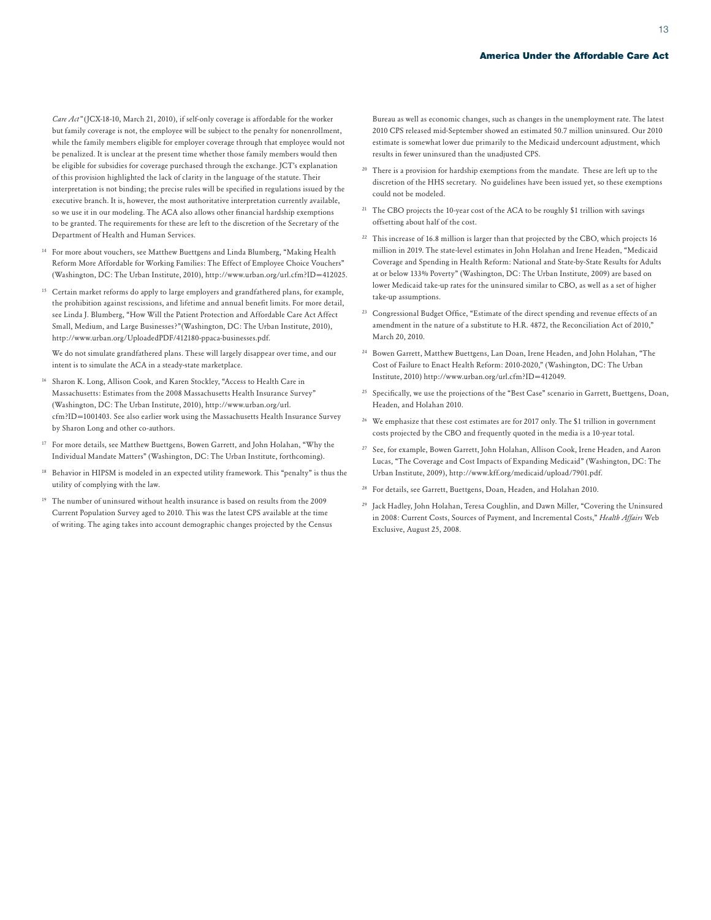*Care Act"* (JCX-18-10, March 21, 2010), if self-only coverage is affordable for the worker but family coverage is not, the employee will be subject to the penalty for nonenrollment, while the family members eligible for employer coverage through that employee would not be penalized. It is unclear at the present time whether those family members would then be eligible for subsidies for coverage purchased through the exchange. JCT's explanation of this provision highlighted the lack of clarity in the language of the statute. Their interpretation is not binding; the precise rules will be specified in regulations issued by the executive branch. It is, however, the most authoritative interpretation currently available, so we use it in our modeling. The ACA also allows other financial hardship exemptions to be granted. The requirements for these are left to the discretion of the Secretary of the Department of Health and Human Services.

[14] For more about vouchers, see Matthew Buettgens and Linda Blumberg, "Making Health Reform More Affordable for Working Families: The Effect of Employee Choice Vouchers" (Washington, DC: The Urban Institute, 2010), http://www.urban.org/url.cfm?ID=412025.

[15] Certain market reforms do apply to large employers and grandfathered plans, for example, the prohibition against rescissions, and lifetime and annual benefit limits. For more detail, see Linda J. Blumberg, "How Will the Patient Protection and Affordable Care Act Affect Small, Medium, and Large Businesses?"(Washington, DC: The Urban Institute, 2010), http://www.urban.org/UploadedPDF/412180-ppaca-businesses.pdf.

We do not simulate grandfathered plans. These will largely disappear over time, and our intent is to simulate the ACA in a steady-state marketplace.

[16] Sharon K. Long, Allison Cook, and Karen Stockley, "Access to Health Care in Massachusetts: Estimates from the 2008 Massachusetts Health Insurance Survey" (Washington, DC: The Urban Institute, 2010), http://www.urban.org/url.cfm?ID=1001403. See also earlier work using the Massachusetts Health Insurance Survey by Sharon Long and other co-authors.

[17] For more details, see Matthew Buettgens, Bowen Garrett, and John Holahan, "Why the Individual Mandate Matters" (Washington, DC: The Urban Institute, forthcoming).

[18] Behavior in HIPSM is modeled in an expected utility framework. This "penalty" is thus the utility of complying with the law.

[19] The number of uninsured without health insurance is based on results from the 2009 Current Population Survey aged to 2010. This was the latest CPS available at the time of writing. The aging takes into account demographic changes projected by the Census Bureau as well as economic changes, such as changes in the unemployment rate. The latest 2010 CPS released mid-September showed an estimated 50.7 million uninsured. Our 2010 estimate is somewhat lower due primarily to the Medicaid undercount adjustment, which results in fewer uninsured than the unadjusted CPS.

[20] There is a provision for hardship exemptions from the mandate. These are left up to the discretion of the HHS secretary. No guidelines have been issued yet, so these exemptions could not be modeled.

[21] The CBO projects the 10-year cost of the ACA to be roughly $1 trillion with savings offsetting about half of the cost.

[22] This increase of 16.8 million is larger than that projected by the CBO, which projects 16 million in 2019. The state-level estimates in John Holahan and Irene Headen, "Medicaid Coverage and Spending in Health Reform: National and State-by-State Results for Adults at or below 133% Poverty" (Washington, DC: The Urban Institute, 2009) are based on lower Medicaid take-up rates for the uninsured similar to CBO, as well as a set of higher take-up assumptions.

[23] Congressional Budget Office, "Estimate of the direct spending and revenue effects of an amendment in the nature of a substitute to H.R. 4872, the Reconciliation Act of 2010," March 20, 2010.

[24] Bowen Garrett, Matthew Buettgens, Lan Doan, Irene Headen, and John Holahan, "The Cost of Failure to Enact Health Reform: 2010-2020," (Washington, DC: The Urban Institute, 2010) http://www.urban.org/url.cfm?ID=412049.

[25] Specifically, we use the projections of the "Best Case" scenario in Garrett, Buettgens, Doan, Headen, and Holahan 2010.

[26] We emphasize that these cost estimates are for 2017 only. The $1 trillion in government costs projected by the CBO and frequently quoted in the media is a 10-year total.

[27] See, for example, Bowen Garrett, John Holahan, Allison Cook, Irene Headen, and Aaron Lucas, "The Coverage and Cost Impacts of Expanding Medicaid" (Washington, DC: The Urban Institute, 2009), http://www.kff.org/medicaid/upload/7901.pdf.

[28] For details, see Garrett, Buettgens, Doan, Headen, and Holahan 2010.

[29] Jack Hadley, John Holahan, Teresa Coughlin, and Dawn Miller, "Covering the Uninsured in 2008: Current Costs, Sources of Payment, and Incremental Costs," *Health Affairs* Web Exclusive, August 25, 2008.